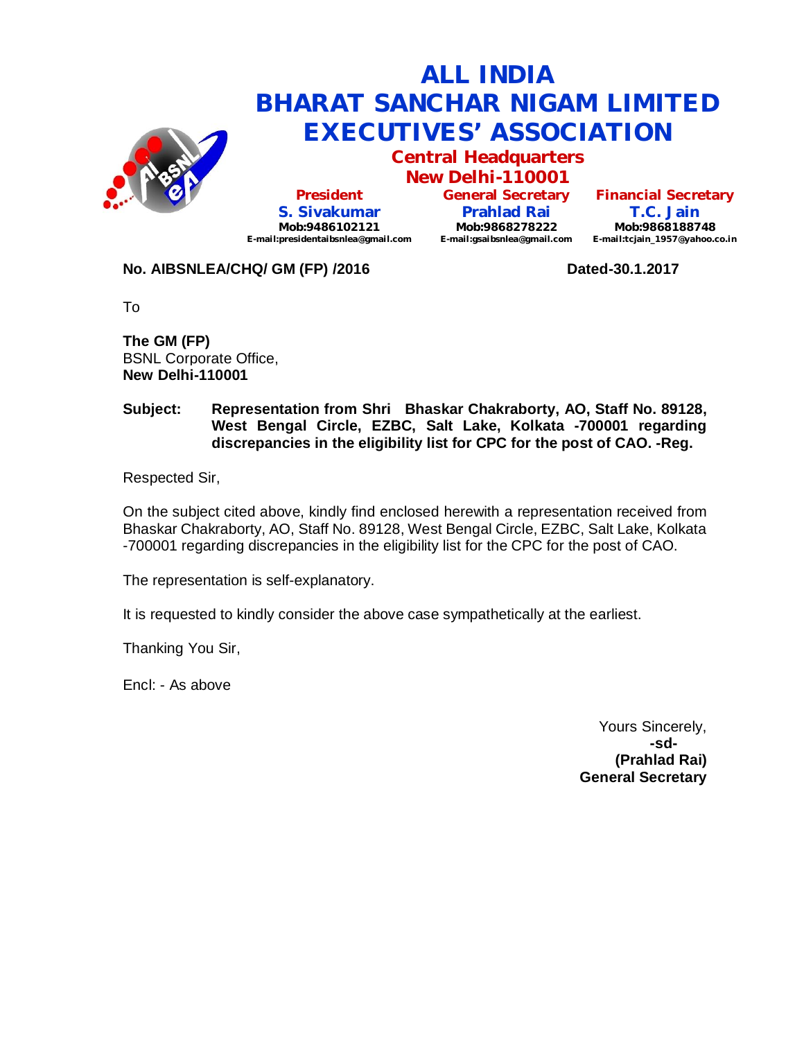# ALL INDIA BHARAT SANCHAR NIGAM LIMITED EXECUTIVES' ASSOCIATION

## Central Headquarters
## New Delhi-110001

| President | General Secretary | Financial Secretary |
|---|---|---|
| **S. Sivakumar** | **Prahlad Rai** | **T.C. Jain** |
| Mob:9486102121 | Mob:9868278222 | Mob:9868188748 |
| E-mail:presidentaibsnlea@gmail.com | E-mail:gsaibsnlea@gmail.com | E-mail:tcjain_1957@yahoo.co.in |

**No. AIBSNLEA/CHQ/ GM (FP) /2016** **Dated-30.1.2017**

To

**The GM (FP)**
BSNL Corporate Office,
**New Delhi-110001**

**Subject: Representation from Shri Bhaskar Chakraborty, AO, Staff No. 89128, West Bengal Circle, EZBC, Salt Lake, Kolkata -700001 regarding discrepancies in the eligibility list for CPC for the post of CAO. -Reg.**

Respected Sir,

On the subject cited above, kindly find enclosed herewith a representation received from Bhaskar Chakraborty, AO, Staff No. 89128, West Bengal Circle, EZBC, Salt Lake, Kolkata -700001 regarding discrepancies in the eligibility list for the CPC for the post of CAO.

The representation is self-explanatory.

It is requested to kindly consider the above case sympathetically at the earliest.

Thanking You Sir,

Encl: - As above

Yours Sincerely,
**-sd-**
**(Prahlad Rai)**
**General Secretary**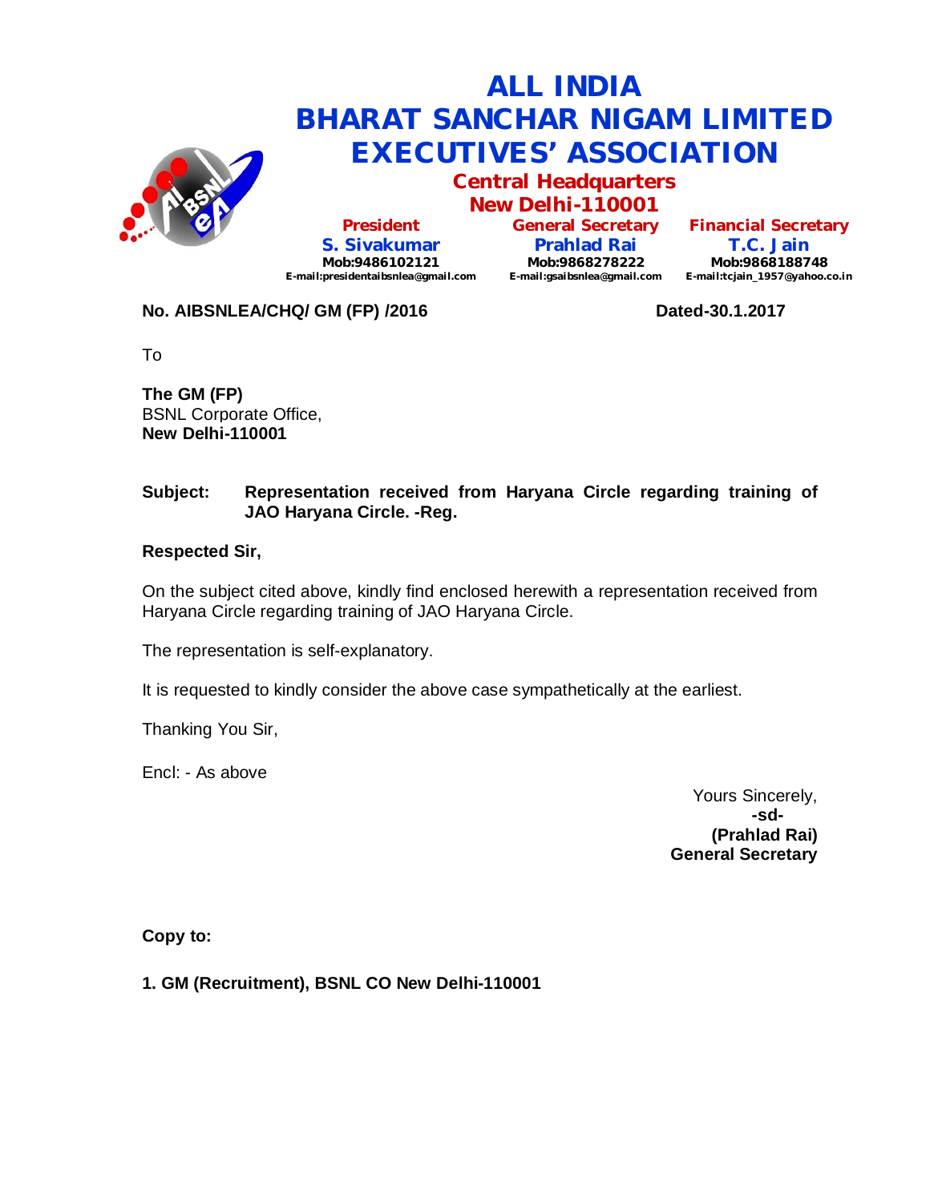# ALL INDIA BHARAT SANCHAR NIGAM LIMITED EXECUTIVES' ASSOCIATION

**Central Headquarters**
**New Delhi-110001**

| President | General Secretary | Financial Secretary |
|---|---|---|
| **S. Sivakumar** | **Prahlad Rai** | **T.C. Jain** |
| Mob:9486102121 | Mob:9868278222 | Mob:9868188748 |
| E-mail:presidentaibsnlea@gmail.com | E-mail:gsaibsnlea@gmail.com | E-mail:tcjain_1957@yahoo.co.in |

**No. AIBSNLEA/CHQ/ GM (FP) /2016** **Dated-30.1.2017**

To

**The GM (FP)**
BSNL Corporate Office,
**New Delhi-110001**

**Subject: Representation received from Haryana Circle regarding training of JAO Haryana Circle. -Reg.**

**Respected Sir,**

On the subject cited above, kindly find enclosed herewith a representation received from Haryana Circle regarding training of JAO Haryana Circle.

The representation is self-explanatory.

It is requested to kindly consider the above case sympathetically at the earliest.

Thanking You Sir,

Encl: - As above

Yours Sincerely,
**-sd-**
**(Prahlad Rai)**
**General Secretary**

**Copy to:**

**1. GM (Recruitment), BSNL CO New Delhi-110001**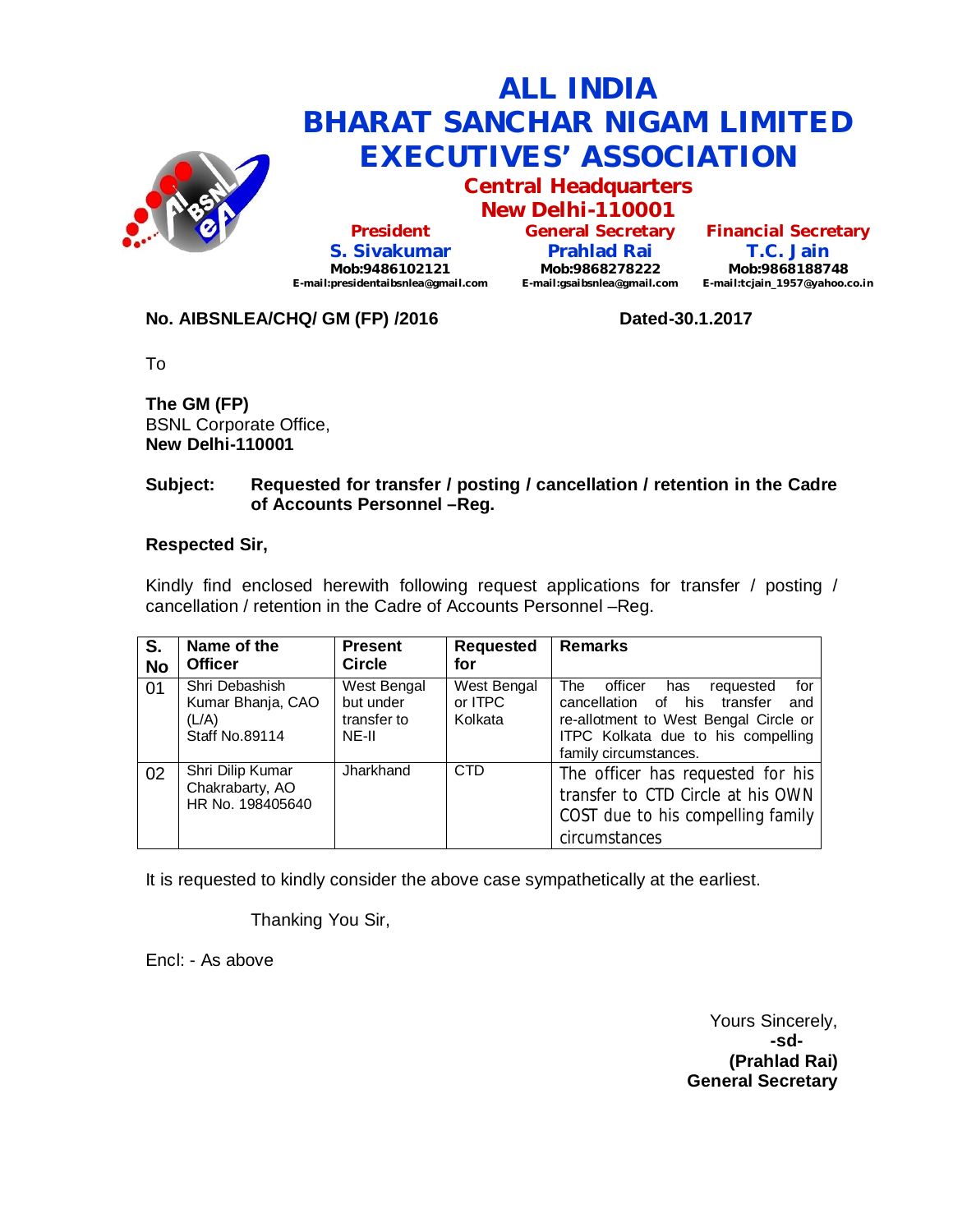# ALL INDIA BHARAT SANCHAR NIGAM LIMITED EXECUTIVES' ASSOCIATION

## Central Headquarters
## New Delhi-110001

**President**
**S. Sivakumar**
**Mob:9486102121**
**E-mail:presidentaibsnlea@gmail.com**

**General Secretary**
**Prahlad Rai**
**Mob:9868278222**
**E-mail:gsaibsnlea@gmail.com**

**Financial Secretary**
**T.C. Jain**
**Mob:9868188748**
**E-mail:tcjain_1957@yahoo.co.in**

**No. AIBSNLEA/CHQ/ GM (FP) /2016** **Dated-30.1.2017**

To

**The GM (FP)**
BSNL Corporate Office,
**New Delhi-110001**

**Subject: Requested for transfer / posting / cancellation / retention in the Cadre of Accounts Personnel –Reg.**

**Respected Sir,**

Kindly find enclosed herewith following request applications for transfer / posting / cancellation / retention in the Cadre of Accounts Personnel –Reg.

| S. No | Name of the Officer | Present Circle | Requested for | Remarks |
|---|---|---|---|---|
| 01 | Shri Debashish Kumar Bhanja, CAO (L/A) Staff No.89114 | West Bengal but under transfer to NE-II | West Bengal or ITPC Kolkata | The officer has requested for cancellation of his transfer and re-allotment to West Bengal Circle or ITPC Kolkata due to his compelling family circumstances. |
| 02 | Shri Dilip Kumar Chakrabarty, AO HR No. 198405640 | Jharkhand | CTD | The officer has requested for his transfer to CTD Circle at his OWN COST due to his compelling family circumstances |

It is requested to kindly consider the above case sympathetically at the earliest.

Thanking You Sir,

Encl: - As above

Yours Sincerely,
**-sd-**
**(Prahlad Rai)**
**General Secretary**